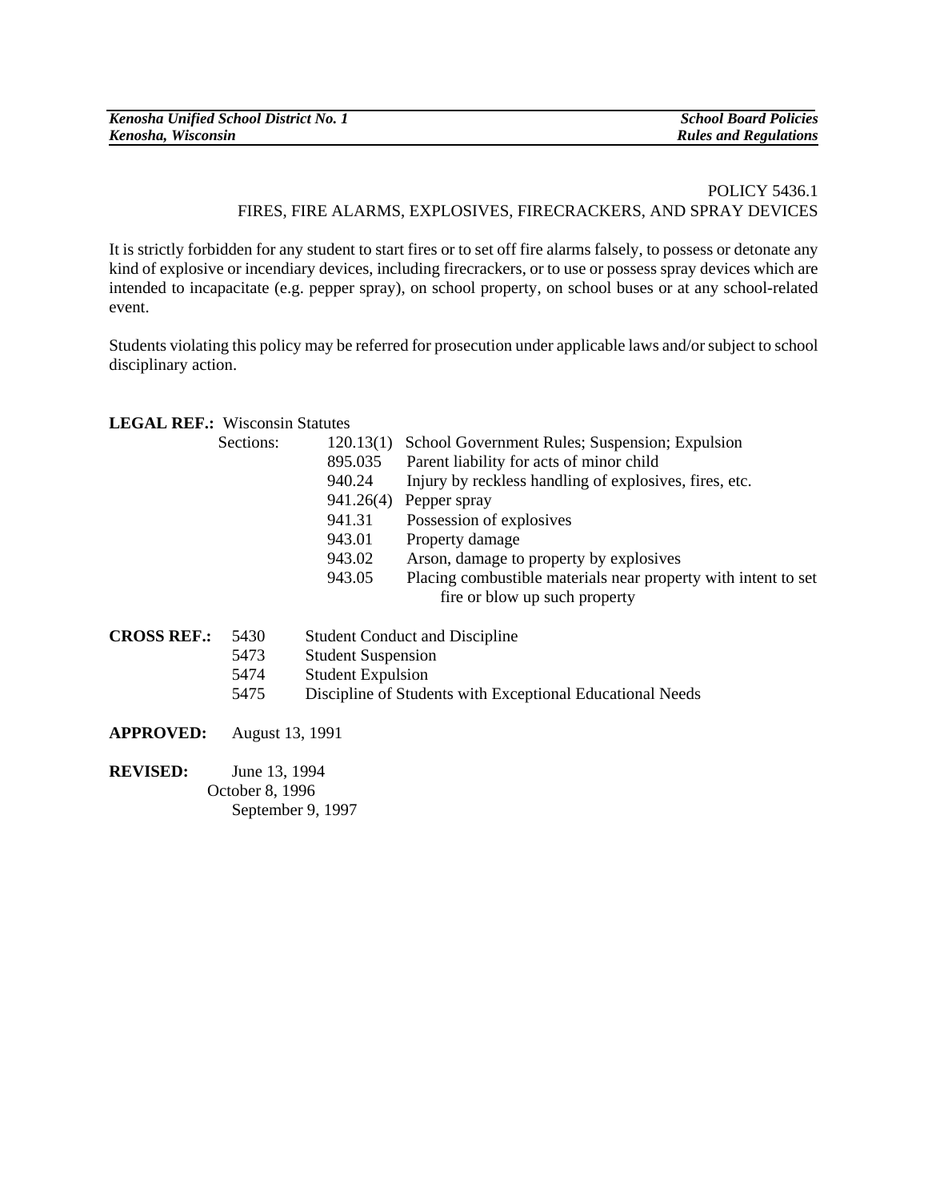POLICY 5436.1
FIRES, FIRE ALARMS, EXPLOSIVES, FIRECRACKERS, AND SPRAY DEVICES

It is strictly forbidden for any student to start fires or to set off fire alarms falsely, to possess or detonate any kind of explosive or incendiary devices, including firecrackers, or to use or possess spray devices which are intended to incapacitate (e.g. pepper spray), on school property, on school buses or at any school-related event.

Students violating this policy may be referred for prosecution under applicable laws and/or subject to school disciplinary action.

**LEGAL REF.:** Wisconsin Statutes

Sections:

| | |
|---|---|
| 120.13(1) | School Government Rules; Suspension; Expulsion |
| 895.035 | Parent liability for acts of minor child |
| 940.24 | Injury by reckless handling of explosives, fires, etc. |
| 941.26(4) | Pepper spray |
| 941.31 | Possession of explosives |
| 943.01 | Property damage |
| 943.02 | Arson, damage to property by explosives |
| 943.05 | Placing combustible materials near property with intent to set fire or blow up such property |

**CROSS REF.:**

| | |
|---|---|
| 5430 | Student Conduct and Discipline |
| 5473 | Student Suspension |
| 5474 | Student Expulsion |
| 5475 | Discipline of Students with Exceptional Educational Needs |

**APPROVED:** August 13, 1991

**REVISED:** June 13, 1994
October 8, 1996
September 9, 1997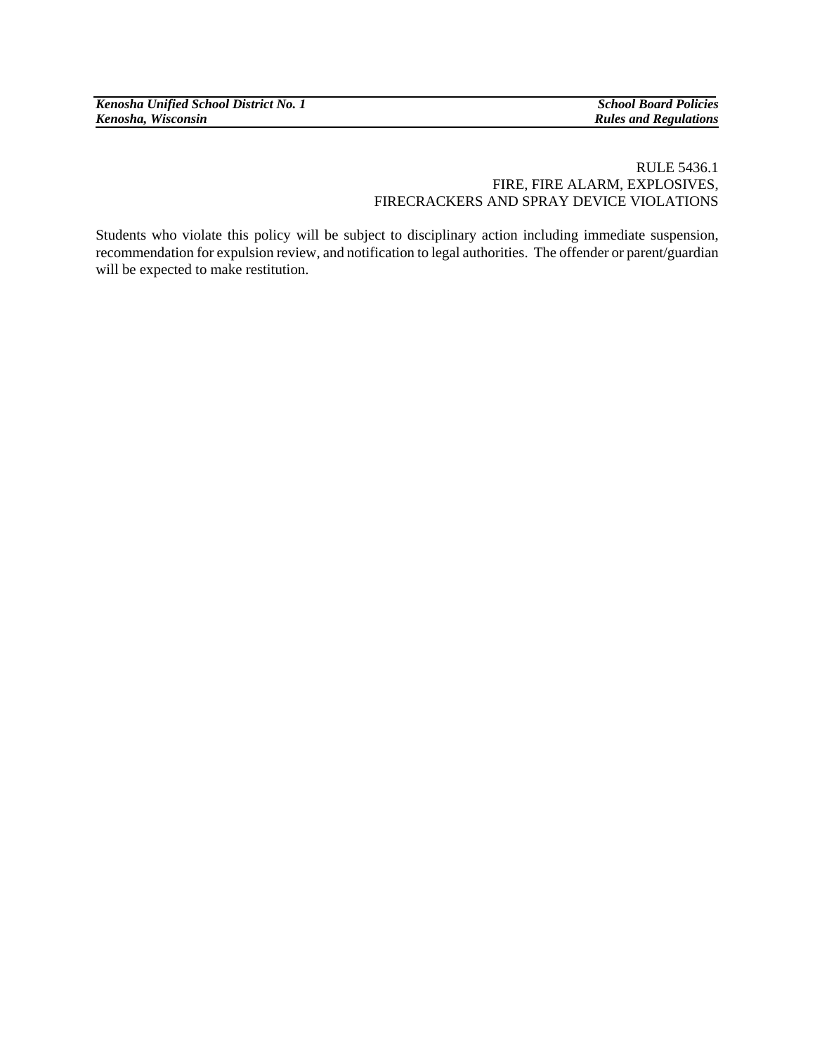RULE 5436.1
FIRE, FIRE ALARM, EXPLOSIVES,
FIRECRACKERS AND SPRAY DEVICE VIOLATIONS

Students who violate this policy will be subject to disciplinary action including immediate suspension, recommendation for expulsion review, and notification to legal authorities. The offender or parent/guardian will be expected to make restitution.